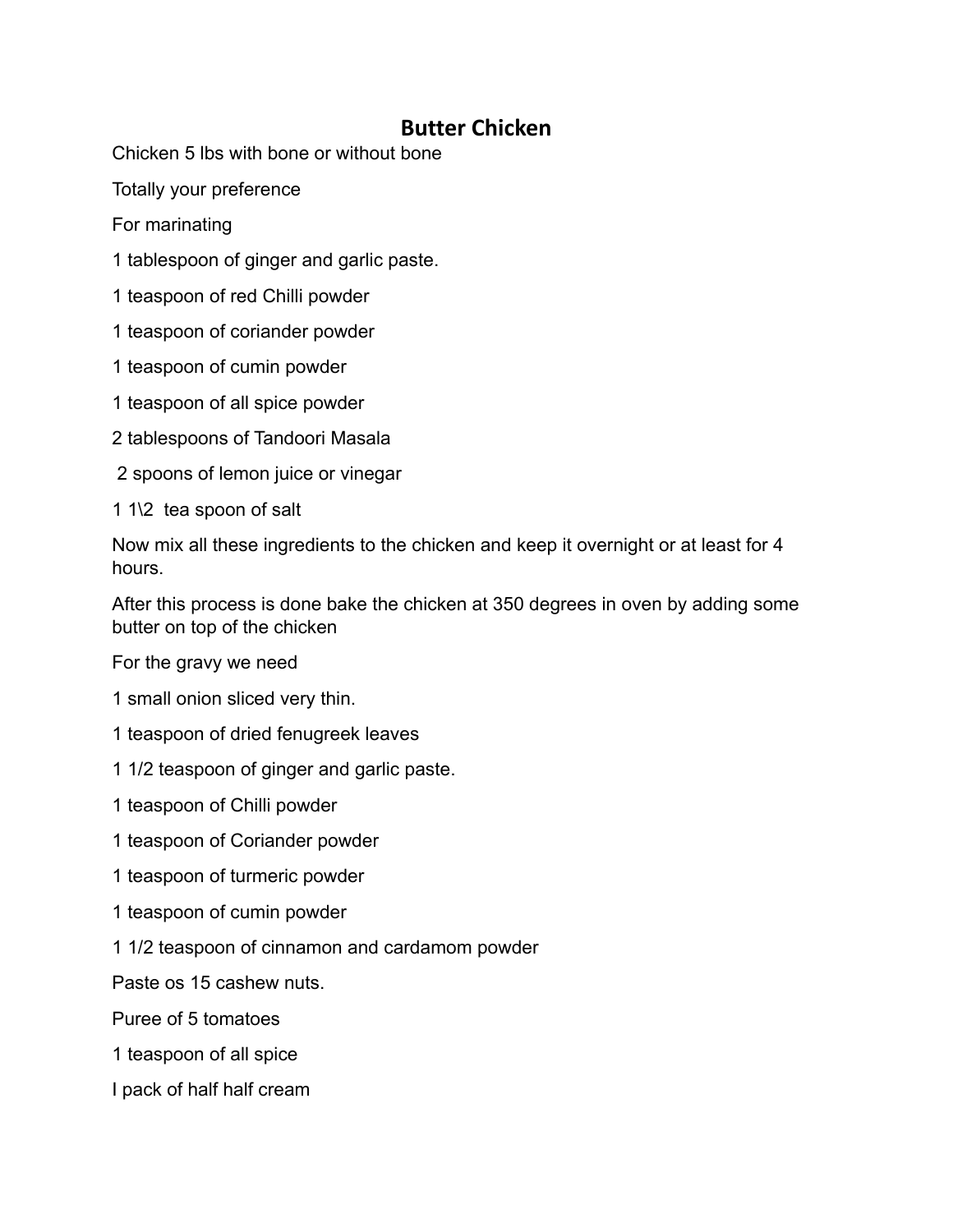# Butter Chicken

Chicken 5 lbs with bone or without bone

Totally your preference

For marinating

1 tablespoon of ginger and garlic paste.

1 teaspoon of red Chilli powder

1 teaspoon of coriander powder

1 teaspoon of cumin powder

1 teaspoon of all spice powder

2 tablespoons of Tandoori Masala

2 spoons of lemon juice or vinegar

1 1\2 tea spoon of salt

Now mix all these ingredients to the chicken and keep it overnight or at least for 4 hours.

After this process is done bake the chicken at 350 degrees in oven by adding some butter on top of the chicken

For the gravy we need

1 small onion sliced very thin.

1 teaspoon of dried fenugreek leaves

1 1/2 teaspoon of ginger and garlic paste.

1 teaspoon of Chilli powder

1 teaspoon of Coriander powder

1 teaspoon of turmeric powder

1 teaspoon of cumin powder

1 1/2 teaspoon of cinnamon and cardamom powder

Paste os 15 cashew nuts.

Puree of 5 tomatoes

1 teaspoon of all spice

I pack of half half cream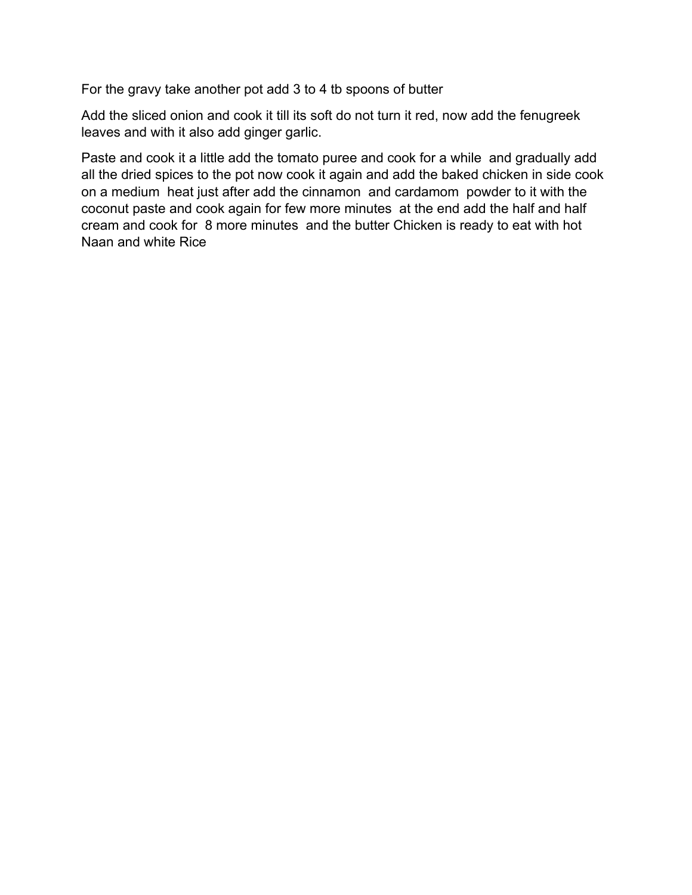For the gravy take another pot add 3 to 4 tb spoons of butter

Add the sliced onion and cook it till its soft do not turn it red, now add the fenugreek leaves and with it also add ginger garlic.

Paste and cook it a little add the tomato puree and cook for a while and gradually add all the dried spices to the pot now cook it again and add the baked chicken in side cook on a medium heat just after add the cinnamon and cardamom powder to it with the coconut paste and cook again for few more minutes at the end add the half and half cream and cook for 8 more minutes and the butter Chicken is ready to eat with hot Naan and white Rice